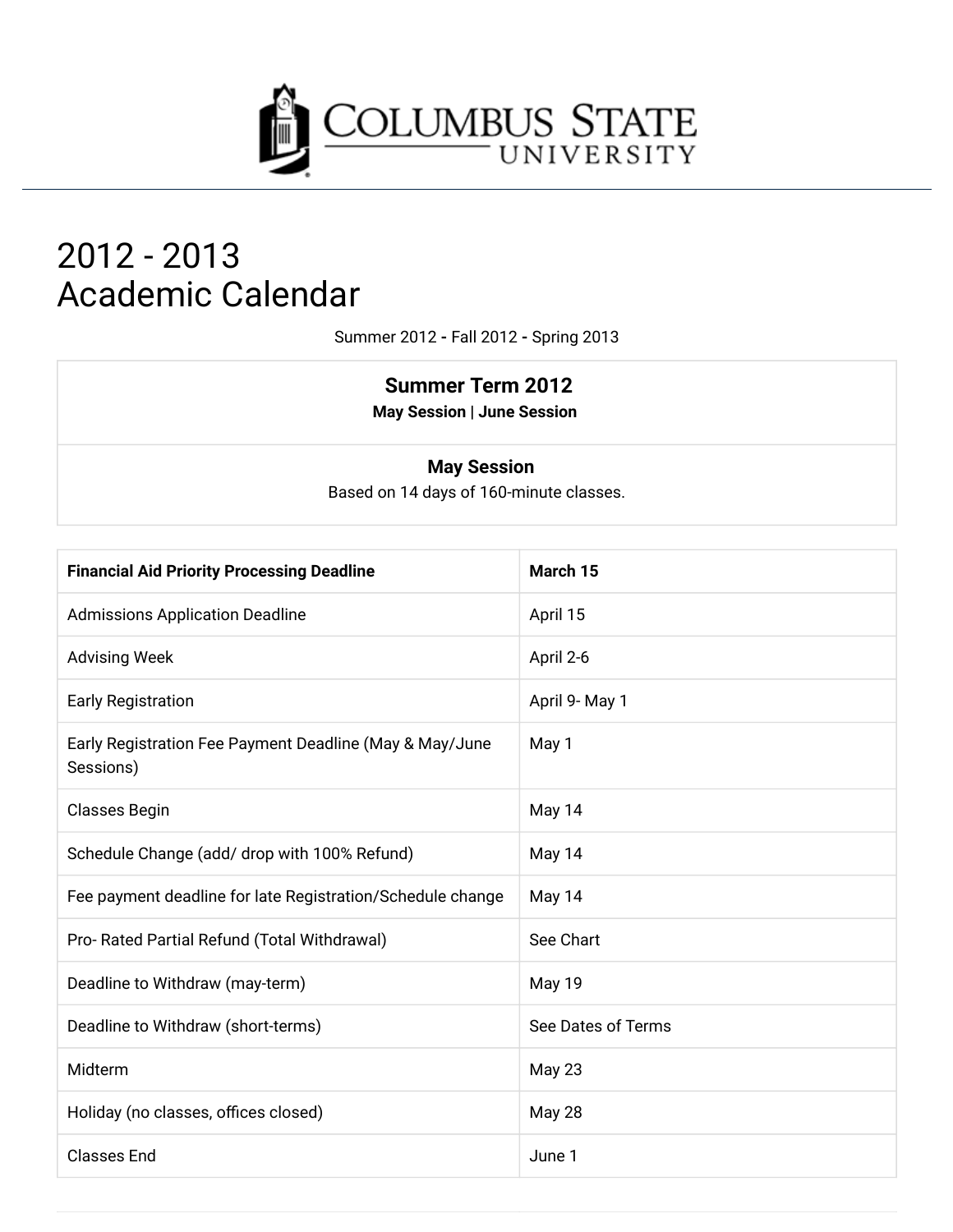# COLUMBUS STATE UNIVERSITY

# 2012 - 2013
# Academic Calendar

Summer 2012 - Fall 2012 - Spring 2013

## Summer Term 2012

**May Session | June Session**

### May Session

Based on 14 days of 160-minute classes.

| Financial Aid Priority Processing Deadline | March 15 |
|---|---|
| Admissions Application Deadline | April 15 |
| Advising Week | April 2-6 |
| Early Registration | April 9- May 1 |
| Early Registration Fee Payment Deadline (May & May/June Sessions) | May 1 |
| Classes Begin | May 14 |
| Schedule Change (add/ drop with 100% Refund) | May 14 |
| Fee payment deadline for late Registration/Schedule change | May 14 |
| Pro- Rated Partial Refund (Total Withdrawal) | See Chart |
| Deadline to Withdraw (may-term) | May 19 |
| Deadline to Withdraw (short-terms) | See Dates of Terms |
| Midterm | May 23 |
| Holiday (no classes, offices closed) | May 28 |
| Classes End | June 1 |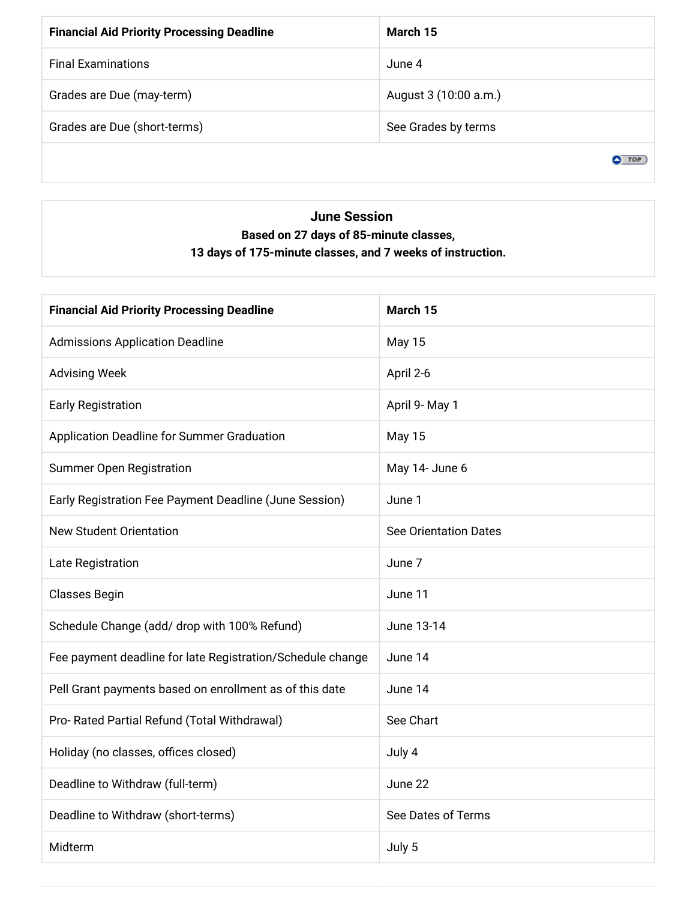| Financial Aid Priority Processing Deadline | March 15 |
| --- | --- |
| Final Examinations | June 4 |
| Grades are Due (may-term) | August 3 (10:00 a.m.) |
| Grades are Due (short-terms) | See Grades by terms |

## June Session

**Based on 27 days of 85-minute classes, 13 days of 175-minute classes, and 7 weeks of instruction.**

| Financial Aid Priority Processing Deadline | March 15 |
| --- | --- |
| Admissions Application Deadline | May 15 |
| Advising Week | April 2-6 |
| Early Registration | April 9- May 1 |
| Application Deadline for Summer Graduation | May 15 |
| Summer Open Registration | May 14- June 6 |
| Early Registration Fee Payment Deadline (June Session) | June 1 |
| New Student Orientation | See Orientation Dates |
| Late Registration | June 7 |
| Classes Begin | June 11 |
| Schedule Change (add/ drop with 100% Refund) | June 13-14 |
| Fee payment deadline for late Registration/Schedule change | June 14 |
| Pell Grant payments based on enrollment as of this date | June 14 |
| Pro- Rated Partial Refund (Total Withdrawal) | See Chart |
| Holiday (no classes, offices closed) | July 4 |
| Deadline to Withdraw (full-term) | June 22 |
| Deadline to Withdraw (short-terms) | See Dates of Terms |
| Midterm | July 5 |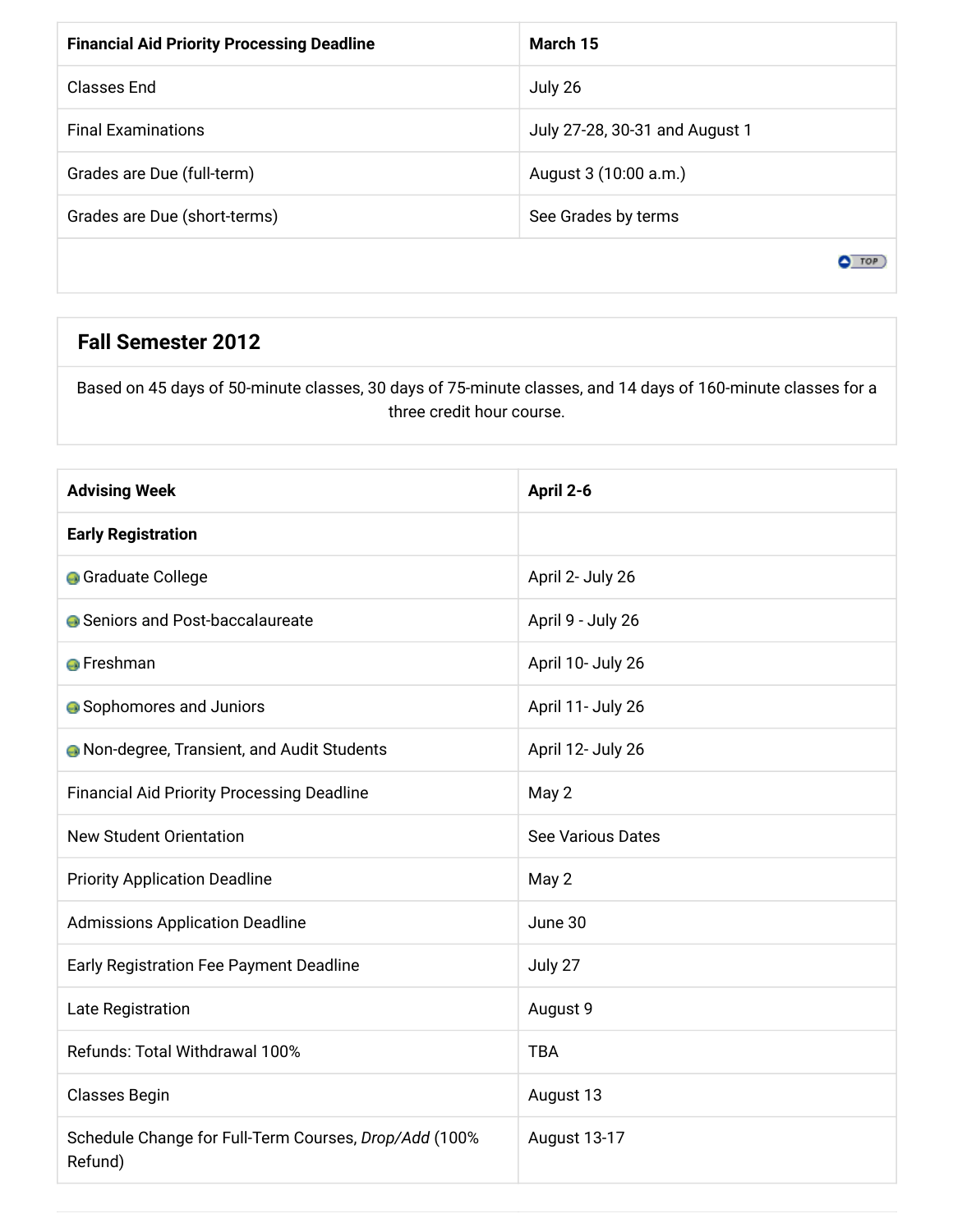| Financial Aid Priority Processing Deadline | March 15 |
| --- | --- |
| Classes End | July 26 |
| Final Examinations | July 27-28, 30-31 and August 1 |
| Grades are Due (full-term) | August 3 (10:00 a.m.) |
| Grades are Due (short-terms) | See Grades by terms |

## Fall Semester 2012

Based on 45 days of 50-minute classes, 30 days of 75-minute classes, and 14 days of 160-minute classes for a three credit hour course.

| Advising Week | April 2-6 |
| --- | --- |
| **Early Registration** | |
| Graduate College | April 2- July 26 |
| Seniors and Post-baccalaureate | April 9 - July 26 |
| Freshman | April 10- July 26 |
| Sophomores and Juniors | April 11- July 26 |
| Non-degree, Transient, and Audit Students | April 12- July 26 |
| Financial Aid Priority Processing Deadline | May 2 |
| New Student Orientation | See Various Dates |
| Priority Application Deadline | May 2 |
| Admissions Application Deadline | June 30 |
| Early Registration Fee Payment Deadline | July 27 |
| Late Registration | August 9 |
| Refunds: Total Withdrawal 100% | TBA |
| Classes Begin | August 13 |
| Schedule Change for Full-Term Courses, *Drop/Add* (100% Refund) | August 13-17 |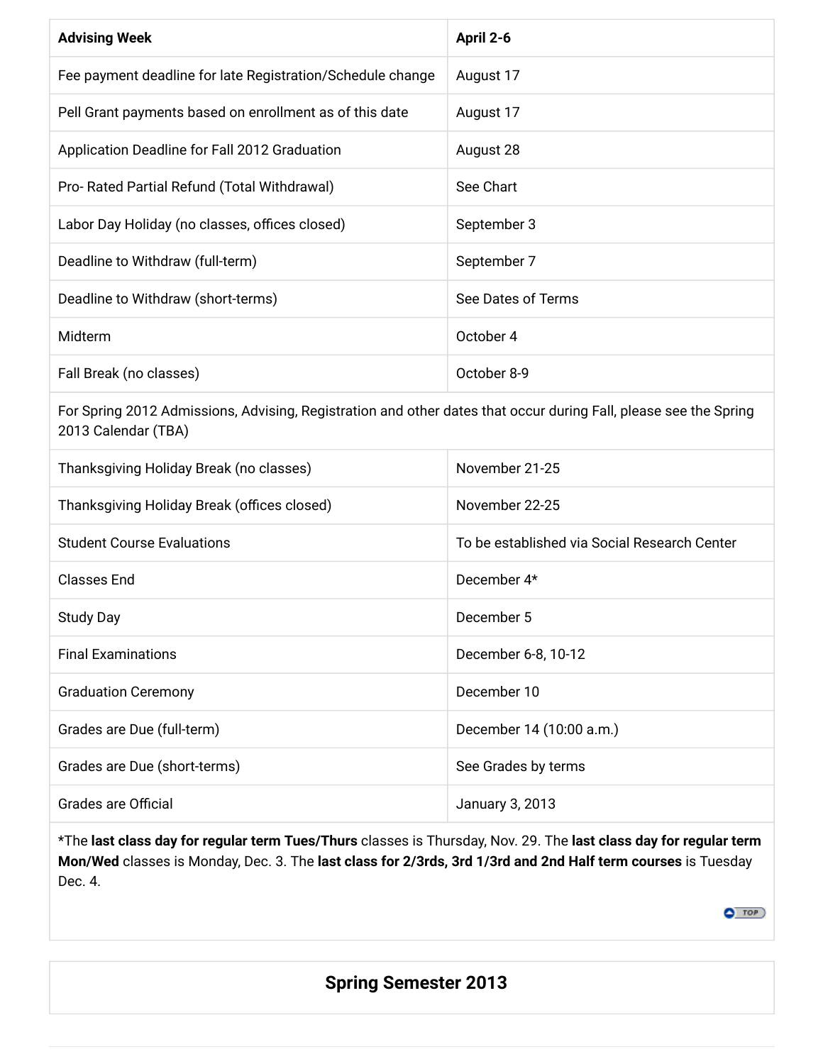| Advising Week | April 2-6 |
|---|---|
| Fee payment deadline for late Registration/Schedule change | August 17 |
| Pell Grant payments based on enrollment as of this date | August 17 |
| Application Deadline for Fall 2012 Graduation | August 28 |
| Pro- Rated Partial Refund (Total Withdrawal) | See Chart |
| Labor Day Holiday (no classes, offices closed) | September 3 |
| Deadline to Withdraw (full-term) | September 7 |
| Deadline to Withdraw (short-terms) | See Dates of Terms |
| Midterm | October 4 |
| Fall Break (no classes) | October 8-9 |
| For Spring 2012 Admissions, Advising, Registration and other dates that occur during Fall, please see the Spring 2013 Calendar (TBA) | |
| Thanksgiving Holiday Break (no classes) | November 21-25 |
| Thanksgiving Holiday Break (offices closed) | November 22-25 |
| Student Course Evaluations | To be established via Social Research Center |
| Classes End | December 4* |
| Study Day | December 5 |
| Final Examinations | December 6-8, 10-12 |
| Graduation Ceremony | December 10 |
| Grades are Due (full-term) | December 14 (10:00 a.m.) |
| Grades are Due (short-terms) | See Grades by terms |
| Grades are Official | January 3, 2013 |

*The **last class day for regular term Tues/Thurs** classes is Thursday, Nov. 29. The **last class day for regular term Mon/Wed** classes is Monday, Dec. 3. The **last class for 2/3rds, 3rd 1/3rd and 2nd Half term courses** is Tuesday Dec. 4.

## Spring Semester 2013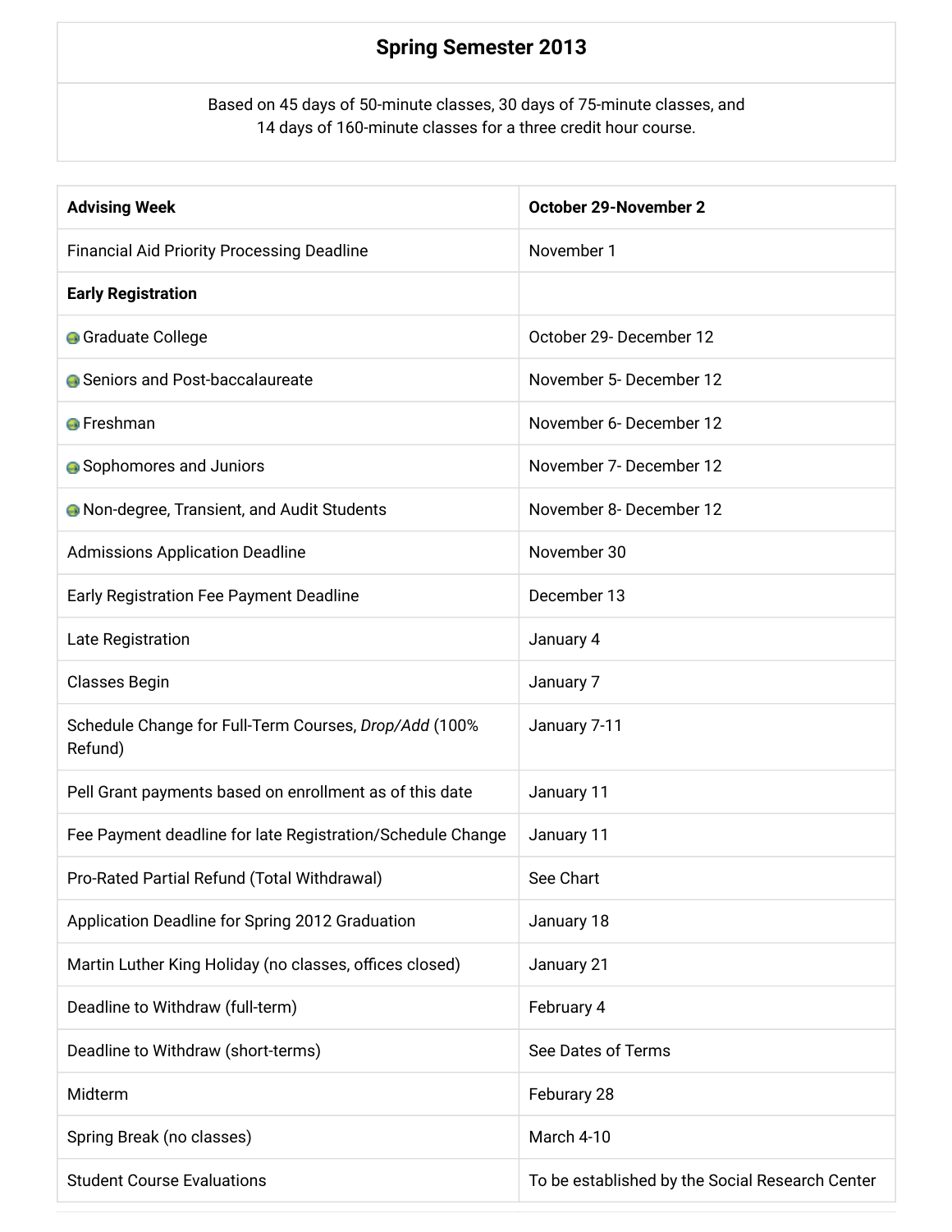## Spring Semester 2013

Based on 45 days of 50-minute classes, 30 days of 75-minute classes, and 14 days of 160-minute classes for a three credit hour course.

| **Advising Week** | **October 29-November 2** |
|---|---|
| Financial Aid Priority Processing Deadline | November 1 |
| **Early Registration** | |
| Graduate College | October 29- December 12 |
| Seniors and Post-baccalaureate | November 5- December 12 |
| Freshman | November 6- December 12 |
| Sophomores and Juniors | November 7- December 12 |
| Non-degree, Transient, and Audit Students | November 8- December 12 |
| Admissions Application Deadline | November 30 |
| Early Registration Fee Payment Deadline | December 13 |
| Late Registration | January 4 |
| Classes Begin | January 7 |
| Schedule Change for Full-Term Courses, *Drop/Add* (100% Refund) | January 7-11 |
| Pell Grant payments based on enrollment as of this date | January 11 |
| Fee Payment deadline for late Registration/Schedule Change | January 11 |
| Pro-Rated Partial Refund (Total Withdrawal) | See Chart |
| Application Deadline for Spring 2012 Graduation | January 18 |
| Martin Luther King Holiday (no classes, offices closed) | January 21 |
| Deadline to Withdraw (full-term) | February 4 |
| Deadline to Withdraw (short-terms) | See Dates of Terms |
| Midterm | Feburary 28 |
| Spring Break (no classes) | March 4-10 |
| Student Course Evaluations | To be established by the Social Research Center |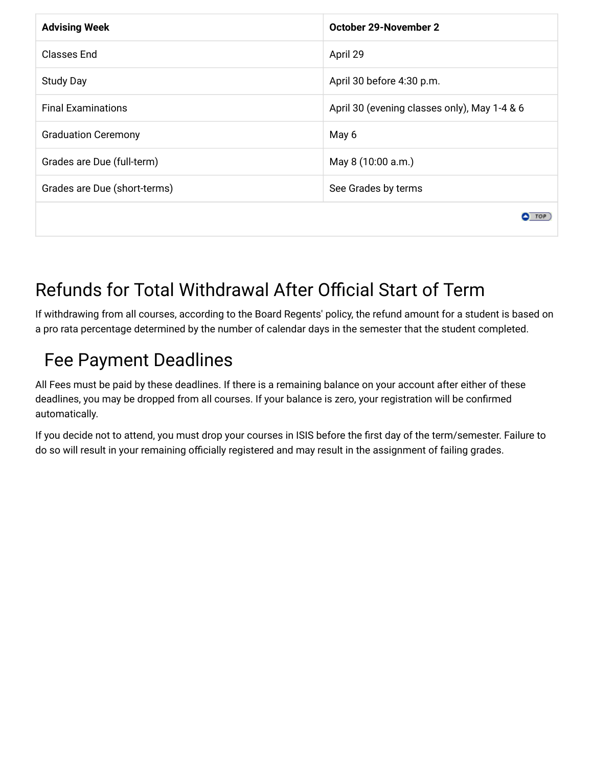| **Advising Week** | **October 29-November 2** |
|---|---|
| Classes End | April 29 |
| Study Day | April 30 before 4:30 p.m. |
| Final Examinations | April 30 (evening classes only), May 1-4 & 6 |
| Graduation Ceremony | May 6 |
| Grades are Due (full-term) | May 8 (10:00 a.m.) |
| Grades are Due (short-terms) | See Grades by terms |

## Refunds for Total Withdrawal After Official Start of Term

If withdrawing from all courses, according to the Board Regents' policy, the refund amount for a student is based on a pro rata percentage determined by the number of calendar days in the semester that the student completed.

## Fee Payment Deadlines

All Fees must be paid by these deadlines. If there is a remaining balance on your account after either of these deadlines, you may be dropped from all courses. If your balance is zero, your registration will be confirmed automatically.

If you decide not to attend, you must drop your courses in ISIS before the first day of the term/semester. Failure to do so will result in your remaining officially registered and may result in the assignment of failing grades.